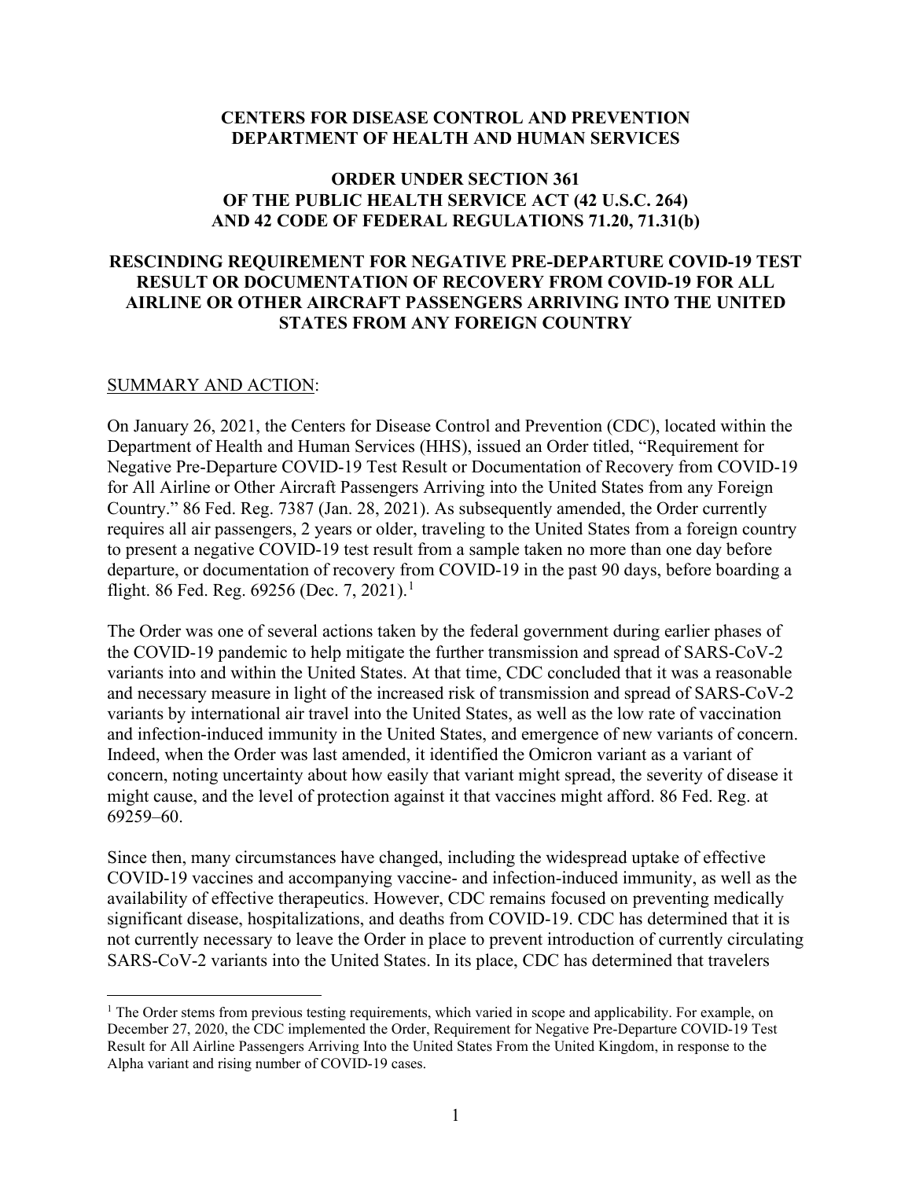**CENTERS FOR DISEASE CONTROL AND PREVENTION**
**DEPARTMENT OF HEALTH AND HUMAN SERVICES**

**ORDER UNDER SECTION 361**
**OF THE PUBLIC HEALTH SERVICE ACT (42 U.S.C. 264)**
**AND 42 CODE OF FEDERAL REGULATIONS 71.20, 71.31(b)**

**RESCINDING REQUIREMENT FOR NEGATIVE PRE-DEPARTURE COVID-19 TEST RESULT OR DOCUMENTATION OF RECOVERY FROM COVID-19 FOR ALL AIRLINE OR OTHER AIRCRAFT PASSENGERS ARRIVING INTO THE UNITED STATES FROM ANY FOREIGN COUNTRY**

SUMMARY AND ACTION:

On January 26, 2021, the Centers for Disease Control and Prevention (CDC), located within the Department of Health and Human Services (HHS), issued an Order titled, "Requirement for Negative Pre-Departure COVID-19 Test Result or Documentation of Recovery from COVID-19 for All Airline or Other Aircraft Passengers Arriving into the United States from any Foreign Country." 86 Fed. Reg. 7387 (Jan. 28, 2021). As subsequently amended, the Order currently requires all air passengers, 2 years or older, traveling to the United States from a foreign country to present a negative COVID-19 test result from a sample taken no more than one day before departure, or documentation of recovery from COVID-19 in the past 90 days, before boarding a flight. 86 Fed. Reg. 69256 (Dec. 7, 2021).[1]

The Order was one of several actions taken by the federal government during earlier phases of the COVID-19 pandemic to help mitigate the further transmission and spread of SARS-CoV-2 variants into and within the United States. At that time, CDC concluded that it was a reasonable and necessary measure in light of the increased risk of transmission and spread of SARS-CoV-2 variants by international air travel into the United States, as well as the low rate of vaccination and infection-induced immunity in the United States, and emergence of new variants of concern. Indeed, when the Order was last amended, it identified the Omicron variant as a variant of concern, noting uncertainty about how easily that variant might spread, the severity of disease it might cause, and the level of protection against it that vaccines might afford. 86 Fed. Reg. at 69259–60.

Since then, many circumstances have changed, including the widespread uptake of effective COVID-19 vaccines and accompanying vaccine- and infection-induced immunity, as well as the availability of effective therapeutics. However, CDC remains focused on preventing medically significant disease, hospitalizations, and deaths from COVID-19. CDC has determined that it is not currently necessary to leave the Order in place to prevent introduction of currently circulating SARS-CoV-2 variants into the United States. In its place, CDC has determined that travelers

[1] The Order stems from previous testing requirements, which varied in scope and applicability. For example, on December 27, 2020, the CDC implemented the Order, Requirement for Negative Pre-Departure COVID-19 Test Result for All Airline Passengers Arriving Into the United States From the United Kingdom, in response to the Alpha variant and rising number of COVID-19 cases.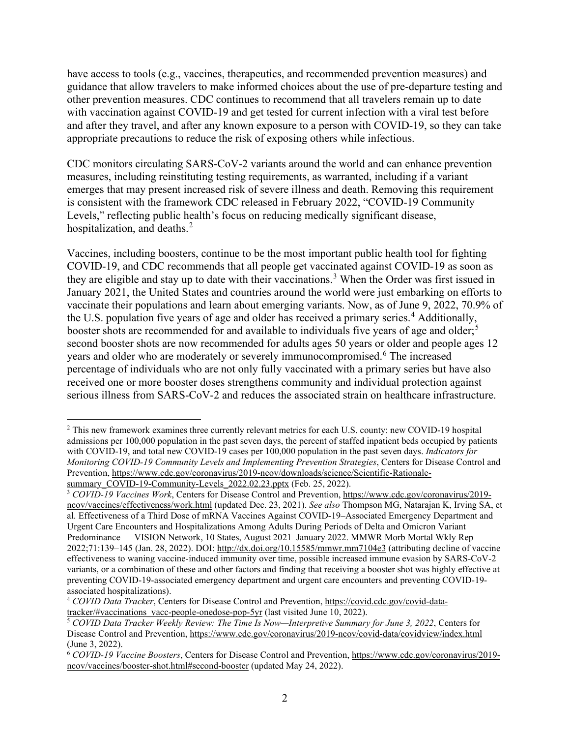have access to tools (e.g., vaccines, therapeutics, and recommended prevention measures) and guidance that allow travelers to make informed choices about the use of pre-departure testing and other prevention measures. CDC continues to recommend that all travelers remain up to date with vaccination against COVID-19 and get tested for current infection with a viral test before and after they travel, and after any known exposure to a person with COVID-19, so they can take appropriate precautions to reduce the risk of exposing others while infectious.

CDC monitors circulating SARS-CoV-2 variants around the world and can enhance prevention measures, including reinstituting testing requirements, as warranted, including if a variant emerges that may present increased risk of severe illness and death. Removing this requirement is consistent with the framework CDC released in February 2022, "COVID-19 Community Levels," reflecting public health's focus on reducing medically significant disease, hospitalization, and deaths.[2]

Vaccines, including boosters, continue to be the most important public health tool for fighting COVID-19, and CDC recommends that all people get vaccinated against COVID-19 as soon as they are eligible and stay up to date with their vaccinations.[3] When the Order was first issued in January 2021, the United States and countries around the world were just embarking on efforts to vaccinate their populations and learn about emerging variants. Now, as of June 9, 2022, 70.9% of the U.S. population five years of age and older has received a primary series.[4] Additionally, booster shots are recommended for and available to individuals five years of age and older;[5] second booster shots are now recommended for adults ages 50 years or older and people ages 12 years and older who are moderately or severely immunocompromised.[6] The increased percentage of individuals who are not only fully vaccinated with a primary series but have also received one or more booster doses strengthens community and individual protection against serious illness from SARS-CoV-2 and reduces the associated strain on healthcare infrastructure.

---

[2] This new framework examines three currently relevant metrics for each U.S. county: new COVID-19 hospital admissions per 100,000 population in the past seven days, the percent of staffed inpatient beds occupied by patients with COVID-19, and total new COVID-19 cases per 100,000 population in the past seven days. *Indicators for Monitoring COVID-19 Community Levels and Implementing Prevention Strategies*, Centers for Disease Control and Prevention, https://www.cdc.gov/coronavirus/2019-ncov/downloads/science/Scientific-Rationale-summary_COVID-19-Community-Levels_2022.02.23.pptx (Feb. 25, 2022).

[3] *COVID-19 Vaccines Work*, Centers for Disease Control and Prevention, https://www.cdc.gov/coronavirus/2019-ncov/vaccines/effectiveness/work.html (updated Dec. 23, 2021). *See also* Thompson MG, Natarajan K, Irving SA, et al. Effectiveness of a Third Dose of mRNA Vaccines Against COVID-19–Associated Emergency Department and Urgent Care Encounters and Hospitalizations Among Adults During Periods of Delta and Omicron Variant Predominance — VISION Network, 10 States, August 2021–January 2022. MMWR Morb Mortal Wkly Rep 2022;71:139–145 (Jan. 28, 2022). DOI: http://dx.doi.org/10.15585/mmwr.mm7104e3 (attributing decline of vaccine effectiveness to waning vaccine-induced immunity over time, possible increased immune evasion by SARS-CoV-2 variants, or a combination of these and other factors and finding that receiving a booster shot was highly effective at preventing COVID-19-associated emergency department and urgent care encounters and preventing COVID-19-associated hospitalizations).

[4] *COVID Data Tracker*, Centers for Disease Control and Prevention, https://covid.cdc.gov/covid-data-tracker/#vaccinations_vacc-people-onedose-pop-5yr (last visited June 10, 2022).

[5] *COVID Data Tracker Weekly Review: The Time Is Now—Interpretive Summary for June 3, 2022*, Centers for Disease Control and Prevention, https://www.cdc.gov/coronavirus/2019-ncov/covid-data/covidview/index.html (June 3, 2022).

[6] *COVID-19 Vaccine Boosters*, Centers for Disease Control and Prevention, https://www.cdc.gov/coronavirus/2019-ncov/vaccines/booster-shot.html#second-booster (updated May 24, 2022).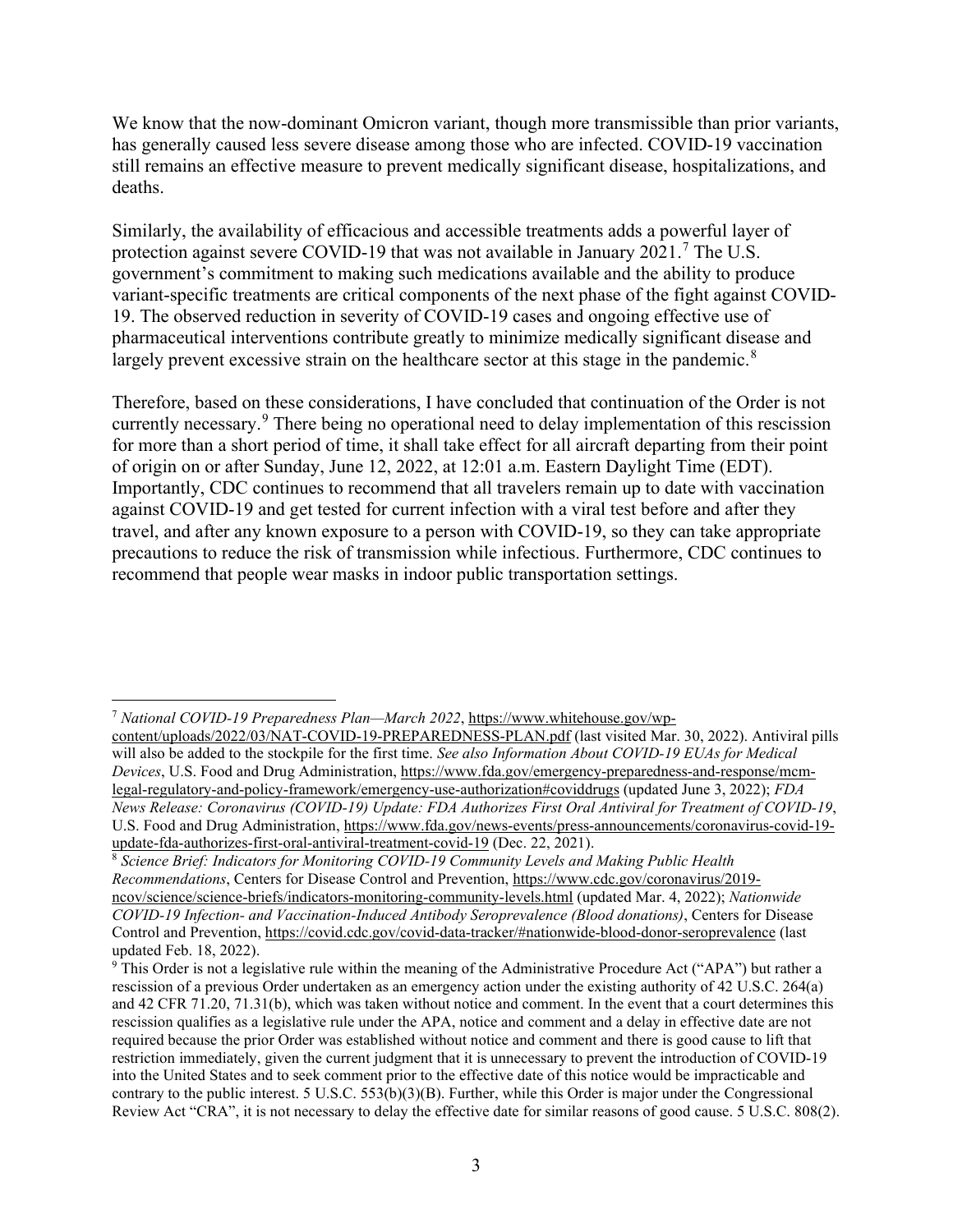We know that the now-dominant Omicron variant, though more transmissible than prior variants, has generally caused less severe disease among those who are infected. COVID-19 vaccination still remains an effective measure to prevent medically significant disease, hospitalizations, and deaths.

Similarly, the availability of efficacious and accessible treatments adds a powerful layer of protection against severe COVID-19 that was not available in January 2021.[7] The U.S. government's commitment to making such medications available and the ability to produce variant-specific treatments are critical components of the next phase of the fight against COVID-19. The observed reduction in severity of COVID-19 cases and ongoing effective use of pharmaceutical interventions contribute greatly to minimize medically significant disease and largely prevent excessive strain on the healthcare sector at this stage in the pandemic.[8]

Therefore, based on these considerations, I have concluded that continuation of the Order is not currently necessary.[9] There being no operational need to delay implementation of this rescission for more than a short period of time, it shall take effect for all aircraft departing from their point of origin on or after Sunday, June 12, 2022, at 12:01 a.m. Eastern Daylight Time (EDT). Importantly, CDC continues to recommend that all travelers remain up to date with vaccination against COVID-19 and get tested for current infection with a viral test before and after they travel, and after any known exposure to a person with COVID-19, so they can take appropriate precautions to reduce the risk of transmission while infectious. Furthermore, CDC continues to recommend that people wear masks in indoor public transportation settings.

---

[7] *National COVID-19 Preparedness Plan—March 2022*, https://www.whitehouse.gov/wp-content/uploads/2022/03/NAT-COVID-19-PREPAREDNESS-PLAN.pdf (last visited Mar. 30, 2022). Antiviral pills will also be added to the stockpile for the first time. *See also Information About COVID-19 EUAs for Medical Devices*, U.S. Food and Drug Administration, https://www.fda.gov/emergency-preparedness-and-response/mcm-legal-regulatory-and-policy-framework/emergency-use-authorization#coviddrugs (updated June 3, 2022); *FDA News Release: Coronavirus (COVID-19) Update: FDA Authorizes First Oral Antiviral for Treatment of COVID-19*, U.S. Food and Drug Administration, https://www.fda.gov/news-events/press-announcements/coronavirus-covid-19-update-fda-authorizes-first-oral-antiviral-treatment-covid-19 (Dec. 22, 2021).

[8] *Science Brief: Indicators for Monitoring COVID-19 Community Levels and Making Public Health Recommendations*, Centers for Disease Control and Prevention, https://www.cdc.gov/coronavirus/2019-ncov/science/science-briefs/indicators-monitoring-community-levels.html (updated Mar. 4, 2022); *Nationwide COVID-19 Infection- and Vaccination-Induced Antibody Seroprevalence (Blood donations)*, Centers for Disease Control and Prevention, https://covid.cdc.gov/covid-data-tracker/#nationwide-blood-donor-seroprevalence (last updated Feb. 18, 2022).

[9] This Order is not a legislative rule within the meaning of the Administrative Procedure Act ("APA") but rather a rescission of a previous Order undertaken as an emergency action under the existing authority of 42 U.S.C. 264(a) and 42 CFR 71.20, 71.31(b), which was taken without notice and comment. In the event that a court determines this rescission qualifies as a legislative rule under the APA, notice and comment and a delay in effective date are not required because the prior Order was established without notice and comment and there is good cause to lift that restriction immediately, given the current judgment that it is unnecessary to prevent the introduction of COVID-19 into the United States and to seek comment prior to the effective date of this notice would be impracticable and contrary to the public interest. 5 U.S.C. 553(b)(3)(B). Further, while this Order is major under the Congressional Review Act "CRA", it is not necessary to delay the effective date for similar reasons of good cause. 5 U.S.C. 808(2).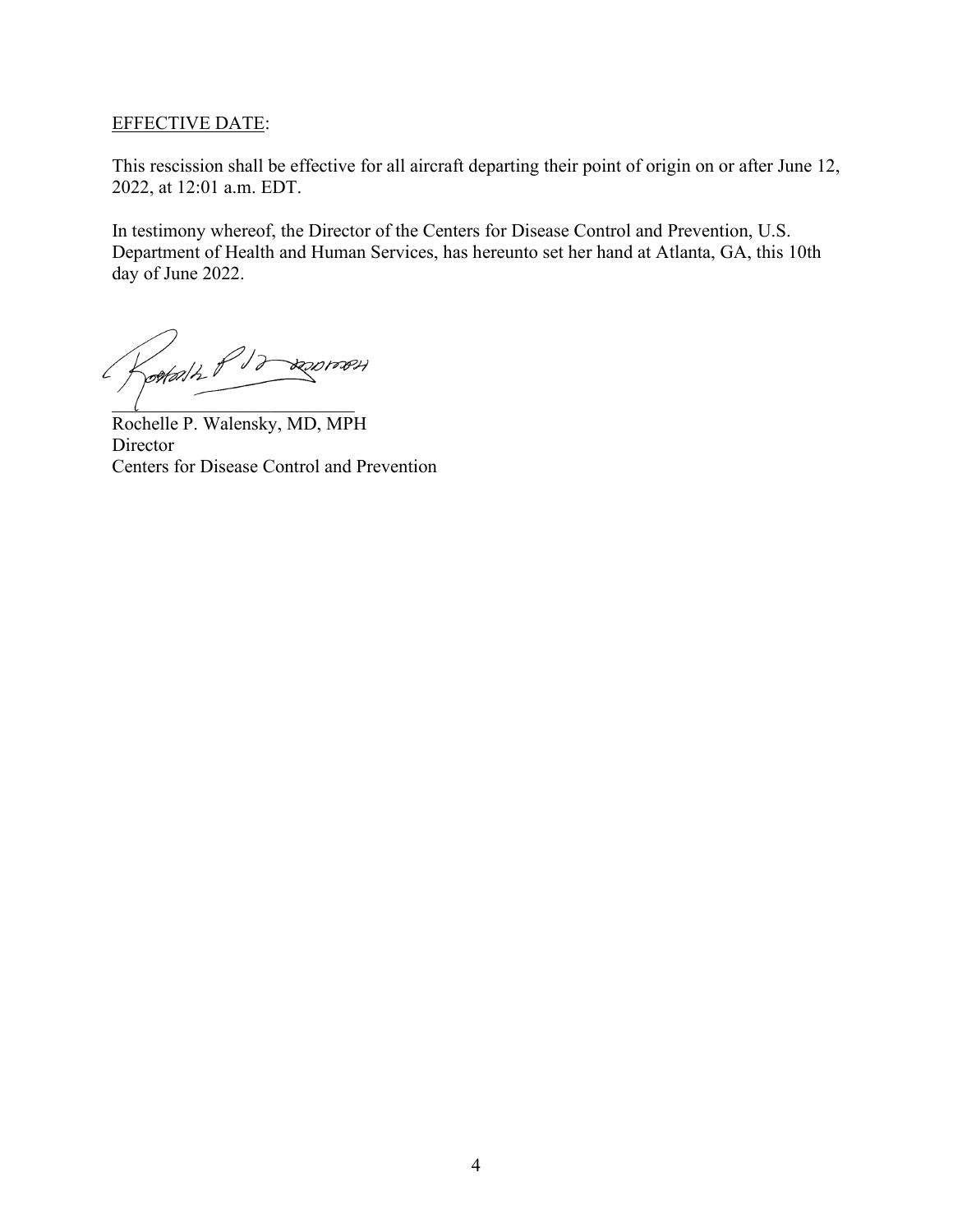EFFECTIVE DATE:

This rescission shall be effective for all aircraft departing their point of origin on or after June 12, 2022, at 12:01 a.m. EDT.

In testimony whereof, the Director of the Centers for Disease Control and Prevention, U.S. Department of Health and Human Services, has hereunto set her hand at Atlanta, GA, this 10th day of June 2022.

\_\_\_\_\_\_\_\_\_\_\_\_\_\_\_\_\_\_\_\_\_\_\_\_\_\_\_\_

Rochelle P. Walensky, MD, MPH
Director
Centers for Disease Control and Prevention